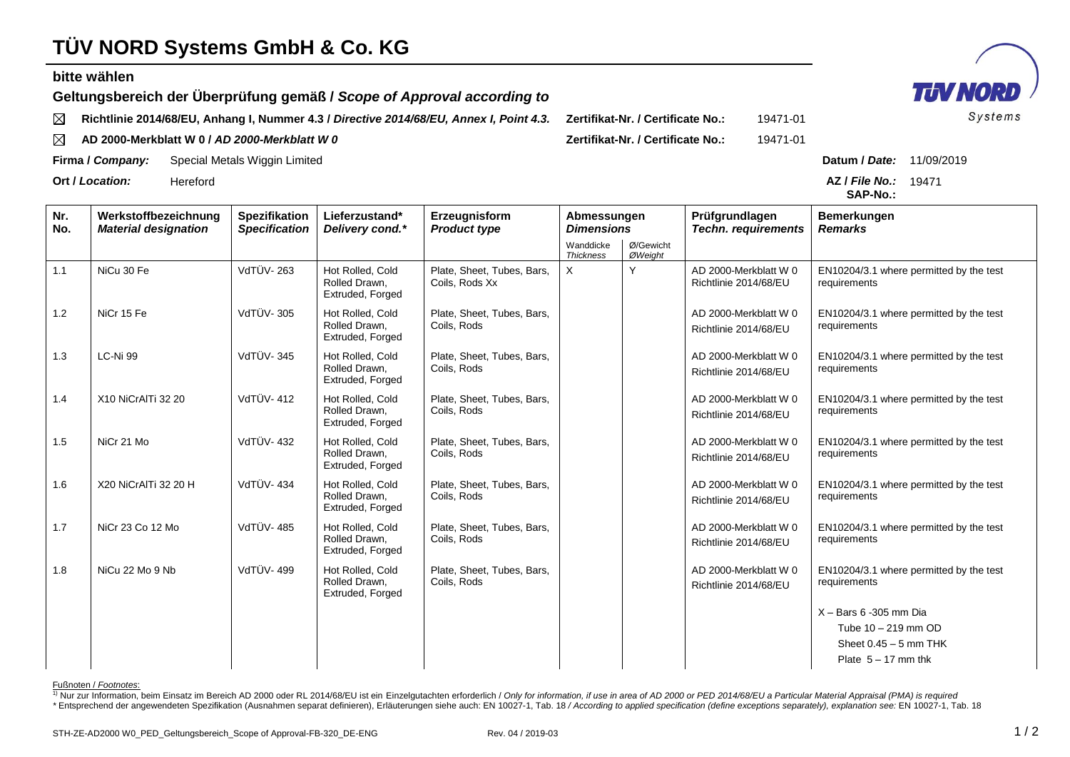# TÜV NORD Systems GmbH & Co. KG

**bitte wählen**

## Geltungsbereich der Überprüfung gemäß / *Scope of Approval according to*

☒ **Richtlinie 2014/68/EU, Anhang I, Nummer 4.3 / *Directive 2014/68/EU, Annex I, Point 4.3.*** **Zertifikat-Nr. / Certificate No.:** 19471-01

☒ **AD 2000-Merkblatt W 0 / *AD 2000-Merkblatt W 0*** **Zertifikat-Nr. / Certificate No.:** 19471-01

**Firma / *Company:*** Special Metals Wiggin Limited **Datum / *Date:*** 11/09/2019

**Ort / *Location:*** Hereford **AZ / *File No.:*** 19471

**SAP-No.:**

| Nr. No. | Werkstoffbezeichnung *Material designation* | Spezifikation *Specification* | Lieferzustand* *Delivery cond.** | Erzeugnisform *Product type* | Abmessungen *Dimensions* | | Prüfgrundlagen *Techn. requirements* | Bemerkungen *Remarks* |
|---|---|---|---|---|---|---|---|---|
| | | | | | Wanddicke *Thickness* | Ø/Gewicht *ØWeight* | | |
| 1.1 | NiCu 30 Fe | VdTÜV- 263 | Hot Rolled, Cold Rolled Drawn, Extruded, Forged | Plate, Sheet, Tubes, Bars, Coils, Rods Xx | X | Y | AD 2000-Merkblatt W 0 Richtlinie 2014/68/EU | EN10204/3.1 where permitted by the test requirements |
| 1.2 | NiCr 15 Fe | VdTÜV- 305 | Hot Rolled, Cold Rolled Drawn, Extruded, Forged | Plate, Sheet, Tubes, Bars, Coils, Rods | | | AD 2000-Merkblatt W 0 Richtlinie 2014/68/EU | EN10204/3.1 where permitted by the test requirements |
| 1.3 | LC-Ni 99 | VdTÜV- 345 | Hot Rolled, Cold Rolled Drawn, Extruded, Forged | Plate, Sheet, Tubes, Bars, Coils, Rods | | | AD 2000-Merkblatt W 0 Richtlinie 2014/68/EU | EN10204/3.1 where permitted by the test requirements |
| 1.4 | X10 NiCrAlTi 32 20 | VdTÜV- 412 | Hot Rolled, Cold Rolled Drawn, Extruded, Forged | Plate, Sheet, Tubes, Bars, Coils, Rods | | | AD 2000-Merkblatt W 0 Richtlinie 2014/68/EU | EN10204/3.1 where permitted by the test requirements |
| 1.5 | NiCr 21 Mo | VdTÜV- 432 | Hot Rolled, Cold Rolled Drawn, Extruded, Forged | Plate, Sheet, Tubes, Bars, Coils, Rods | | | AD 2000-Merkblatt W 0 Richtlinie 2014/68/EU | EN10204/3.1 where permitted by the test requirements |
| 1.6 | X20 NiCrAlTi 32 20 H | VdTÜV- 434 | Hot Rolled, Cold Rolled Drawn, Extruded, Forged | Plate, Sheet, Tubes, Bars, Coils, Rods | | | AD 2000-Merkblatt W 0 Richtlinie 2014/68/EU | EN10204/3.1 where permitted by the test requirements |
| 1.7 | NiCr 23 Co 12 Mo | VdTÜV- 485 | Hot Rolled, Cold Rolled Drawn, Extruded, Forged | Plate, Sheet, Tubes, Bars, Coils, Rods | | | AD 2000-Merkblatt W 0 Richtlinie 2014/68/EU | EN10204/3.1 where permitted by the test requirements |
| 1.8 | NiCu 22 Mo 9 Nb | VdTÜV- 499 | Hot Rolled, Cold Rolled Drawn, Extruded, Forged | Plate, Sheet, Tubes, Bars, Coils, Rods | | | AD 2000-Merkblatt W 0 Richtlinie 2014/68/EU | EN10204/3.1 where permitted by the test requirements |
| | | | | | | | | X – Bars 6 -305 mm Dia<br>Tube 10 – 219 mm OD<br>Sheet 0.45 – 5 mm THK<br>Plate 5 – 17 mm thk |

Fußnoten / *Footnotes*:

[1] Nur zur Information, beim Einsatz im Bereich AD 2000 oder RL 2014/68/EU ist ein Einzelgutachten erforderlich / *Only for information, if use in area of AD 2000 or PED 2014/68/EU a Particular Material Appraisal (PMA) is required*

\* Entsprechend der angewendeten Spezifikation (Ausnahmen separat definieren), Erläuterungen siehe auch: EN 10027-1, Tab. 18 / *According to applied specification (define exceptions separately), explanation see:* EN 10027-1, Tab. 18

STH-ZE-AD2000 W0_PED_Geltungsbereich_Scope of Approval-FB-320_DE-ENG Rev. 04 / 2019-03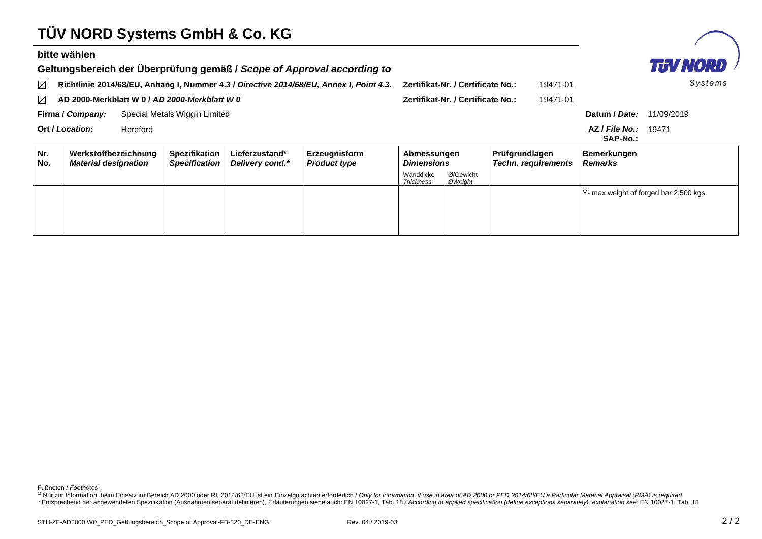# TÜV NORD Systems GmbH & Co. KG

**bitte wählen**

**Geltungsbereich der Überprüfung gemäß / *Scope of Approval according to***

☒ **Richtlinie 2014/68/EU, Anhang I, Nummer 4.3 / *Directive 2014/68/EU, Annex I, Point 4.3.*** **Zertifikat-Nr. / Certificate No.:** 19471-01

☒ **AD 2000-Merkblatt W 0 / *AD 2000-Merkblatt W 0*** **Zertifikat-Nr. / Certificate No.:** 19471-01

**Firma / *Company:*** Special Metals Wiggin Limited

**Ort / *Location:*** Hereford

**Datum / *Date:*** 11/09/2019

**AZ / *File No.:*** 19471

**SAP-No.:**

| Nr. No. | Werkstoffbezeichnung *Material designation* | Spezifikation *Specification* | Lieferzustand* *Delivery cond.** | Erzeugnisform *Product type* | Abmessungen *Dimensions* Wanddicke *Thickness* | Ø/Gewicht *ØWeight* | Prüfgrundlagen *Techn. requirements* | Bemerkungen *Remarks* |
|---|---|---|---|---|---|---|---|---|
| | | | | | | | | Y- max weight of forged bar 2,500 kgs |

Fußnoten / *Footnotes*:

1) Nur zur Information, beim Einsatz im Bereich AD 2000 oder RL 2014/68/EU ist ein Einzelgutachten erforderlich / *Only for information, if use in area of AD 2000 or PED 2014/68/EU a Particular Material Appraisal (PMA) is required*

\* Entsprechend der angewendeten Spezifikation (Ausnahmen separat definieren), Erläuterungen siehe auch: EN 10027-1, Tab. 18 / *According to applied specification (define exceptions separately), explanation see:* EN 10027-1, Tab. 18

STH-ZE-AD2000 W0_PED_Geltungsbereich_Scope of Approval-FB-320_DE-ENG Rev. 04 / 2019-03